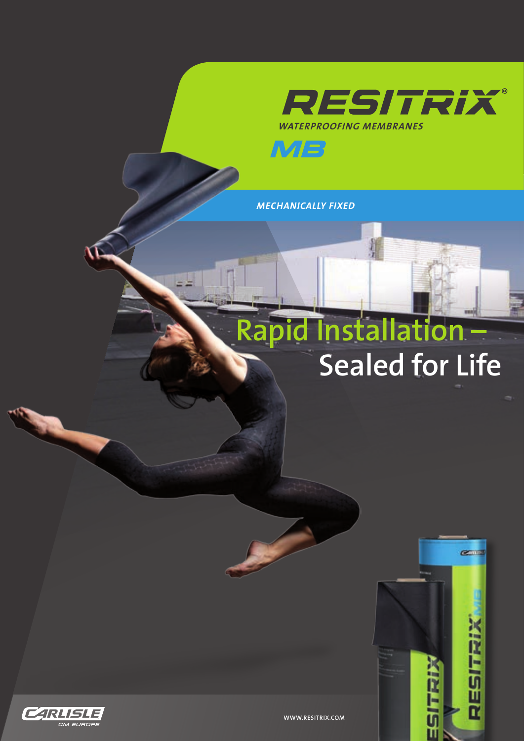# RESITRIX®

*WATERPROOFING MEMBRANES*

## MB

*MECHANICALLY FIXED*

# Rapid Installation – Sealed for Life

CARLISLE CM EUROPE

WWW.RESITRIX.COM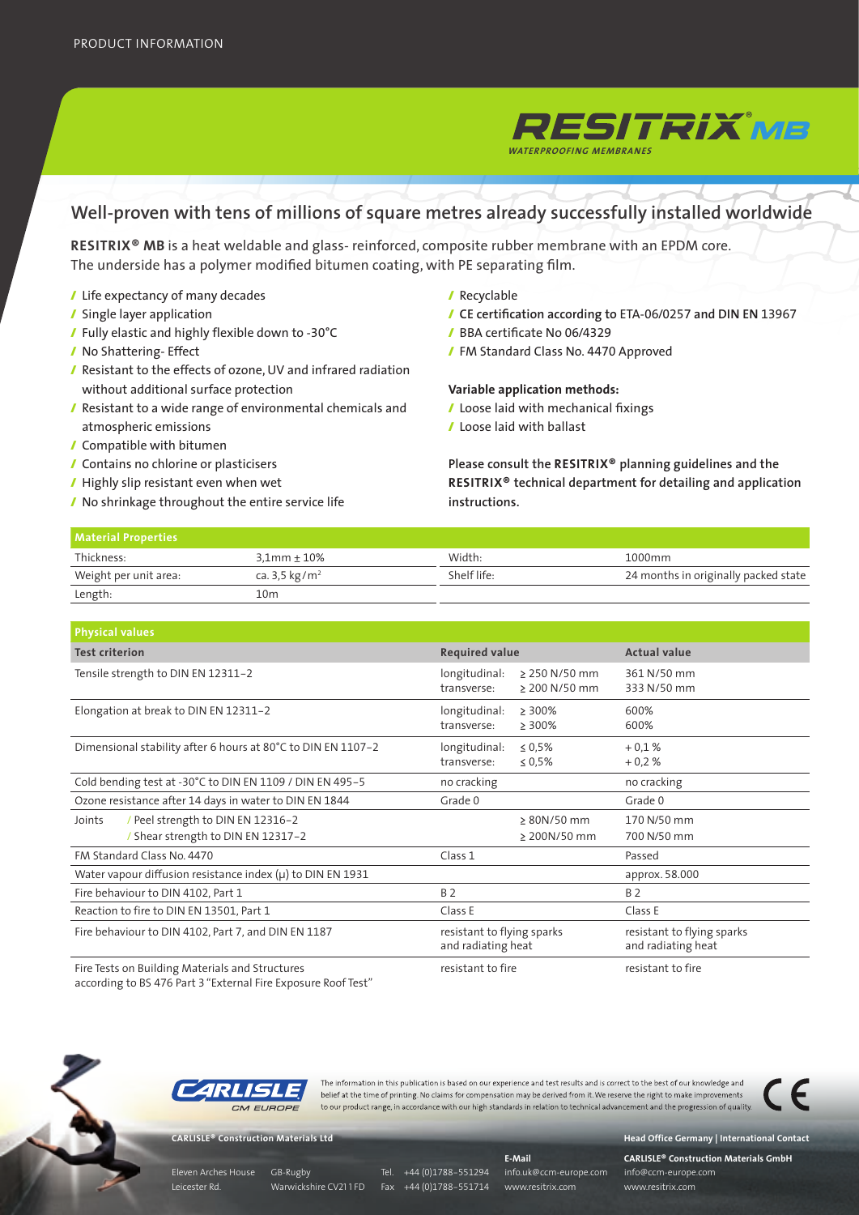PRODUCT INFORMATION

RESITRIX® MB
WATERPROOFING MEMBRANES

## Well-proven with tens of millions of square metres already successfully installed worldwide

**RESITRIX® MB** is a heat weldable and glass- reinforced, composite rubber membrane with an EPDM core. The underside has a polymer modified bitumen coating, with PE separating film.

- Life expectancy of many decades
- Single layer application
- Fully elastic and highly flexible down to -30°C
- No Shattering- Effect
- Resistant to the effects of ozone, UV and infrared radiation without additional surface protection
- Resistant to a wide range of environmental chemicals and atmospheric emissions
- Compatible with bitumen
- Contains no chlorine or plasticisers
- Highly slip resistant even when wet
- No shrinkage throughout the entire service life
- Recyclable
- **CE certification according to** ETA-06/0257 **and DIN EN** 13967
- BBA certificate No 06/4329
- FM Standard Class No. 4470 Approved

**Variable application methods:**

- Loose laid with mechanical fixings
- Loose laid with ballast

**Please consult the RESITRIX® planning guidelines and the RESITRIX® technical department for detailing and application instructions.**

### Material Properties

| | | | |
|---|---|---|---|
| Thickness: | 3,1mm ± 10% | Width: | 1000mm |
| Weight per unit area: | ca. 3,5 kg/m² | Shelf life: | 24 months in originally packed state |
| Length: | 10m | | |

### Physical values

| Test criterion | Required value | | Actual value |
|---|---|---|---|
| Tensile strength to DIN EN 12311–2 | longitudinal:<br>transverse: | ≥ 250 N/50 mm<br>≥ 200 N/50 mm | 361 N/50 mm<br>333 N/50 mm |
| Elongation at break to DIN EN 12311–2 | longitudinal:<br>transverse: | ≥ 300%<br>≥ 300% | 600%<br>600% |
| Dimensional stability after 6 hours at 80°C to DIN EN 1107–2 | longitudinal:<br>transverse: | ≤ 0,5%<br>≤ 0,5% | + 0,1 %<br>+ 0,2 % |
| Cold bending test at -30°C to DIN EN 1109 / DIN EN 495–5 | no cracking | | no cracking |
| Ozone resistance after 14 days in water to DIN EN 1844 | Grade 0 | | Grade 0 |
| Joints / Peel strength to DIN EN 12316–2<br>/ Shear strength to DIN EN 12317–2 | | ≥ 80N/50 mm<br>≥ 200N/50 mm | 170 N/50 mm<br>700 N/50 mm |
| FM Standard Class No. 4470 | Class 1 | | Passed |
| Water vapour diffusion resistance index (μ) to DIN EN 1931 | | | approx. 58.000 |
| Fire behaviour to DIN 4102, Part 1 | B 2 | | B 2 |
| Reaction to fire to DIN EN 13501, Part 1 | Class E | | Class E |
| Fire behaviour to DIN 4102, Part 7, and DIN EN 1187 | resistant to flying sparks and radiating heat | | resistant to flying sparks and radiating heat |
| Fire Tests on Building Materials and Structures according to BS 476 Part 3 "External Fire Exposure Roof Test" | resistant to fire | | resistant to fire |

CARLISLE CM EUROPE

The information in this publication is based on our experience and test results and is correct to the best of our knowledge and belief at the time of printing. No claims for compensation may be derived from it. We reserve the right to make improvements to our product range, in accordance with our high standards in relation to technical advancement and the progression of quality.

**CARLISLE® Construction Materials Ltd**
Eleven Arches House, Leicester Rd.
GB-Rugby, Warwickshire CV21 1FD
Tel. +44 (0)1788–551294
Fax +44 (0)1788–551714
**E-Mail** info.uk@ccm-europe.com
www.resitrix.com

**Head Office Germany | International Contact**
**CARLISLE® Construction Materials GmbH**
info@ccm-europe.com
www.resitrix.com